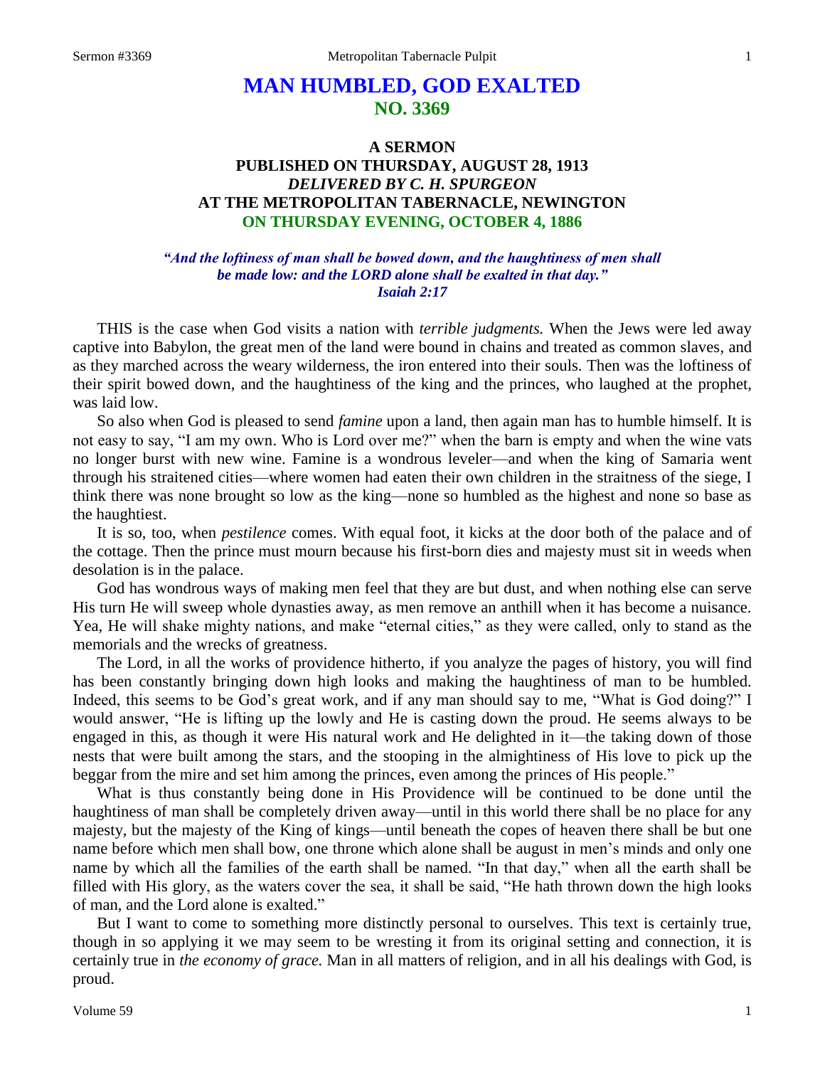# MAN HUMBLED, GOD EXALTED
## NO. 3369

### A SERMON
### PUBLISHED ON THURSDAY, AUGUST 28, 1913
### *DELIVERED BY C. H. SPURGEON*
### AT THE METROPOLITAN TABERNACLE, NEWINGTON
### ON THURSDAY EVENING, OCTOBER 4, 1886

*"And the loftiness of man shall be bowed down, and the haughtiness of men shall be made low: and the LORD alone shall be exalted in that day." Isaiah 2:17*

THIS is the case when God visits a nation with *terrible judgments.* When the Jews were led away captive into Babylon, the great men of the land were bound in chains and treated as common slaves, and as they marched across the weary wilderness, the iron entered into their souls. Then was the loftiness of their spirit bowed down, and the haughtiness of the king and the princes, who laughed at the prophet, was laid low.

So also when God is pleased to send *famine* upon a land, then again man has to humble himself. It is not easy to say, "I am my own. Who is Lord over me?" when the barn is empty and when the wine vats no longer burst with new wine. Famine is a wondrous leveler—and when the king of Samaria went through his straitened cities—where women had eaten their own children in the straitness of the siege, I think there was none brought so low as the king—none so humbled as the highest and none so base as the haughtiest.

It is so, too, when *pestilence* comes. With equal foot, it kicks at the door both of the palace and of the cottage. Then the prince must mourn because his first-born dies and majesty must sit in weeds when desolation is in the palace.

God has wondrous ways of making men feel that they are but dust, and when nothing else can serve His turn He will sweep whole dynasties away, as men remove an anthill when it has become a nuisance. Yea, He will shake mighty nations, and make "eternal cities," as they were called, only to stand as the memorials and the wrecks of greatness.

The Lord, in all the works of providence hitherto, if you analyze the pages of history, you will find has been constantly bringing down high looks and making the haughtiness of man to be humbled. Indeed, this seems to be God's great work, and if any man should say to me, "What is God doing?" I would answer, "He is lifting up the lowly and He is casting down the proud. He seems always to be engaged in this, as though it were His natural work and He delighted in it—the taking down of those nests that were built among the stars, and the stooping in the almightiness of His love to pick up the beggar from the mire and set him among the princes, even among the princes of His people."

What is thus constantly being done in His Providence will be continued to be done until the haughtiness of man shall be completely driven away—until in this world there shall be no place for any majesty, but the majesty of the King of kings—until beneath the copes of heaven there shall be but one name before which men shall bow, one throne which alone shall be august in men's minds and only one name by which all the families of the earth shall be named. "In that day," when all the earth shall be filled with His glory, as the waters cover the sea, it shall be said, "He hath thrown down the high looks of man, and the Lord alone is exalted."

But I want to come to something more distinctly personal to ourselves. This text is certainly true, though in so applying it we may seem to be wresting it from its original setting and connection, it is certainly true in *the economy of grace.* Man in all matters of religion, and in all his dealings with God, is proud.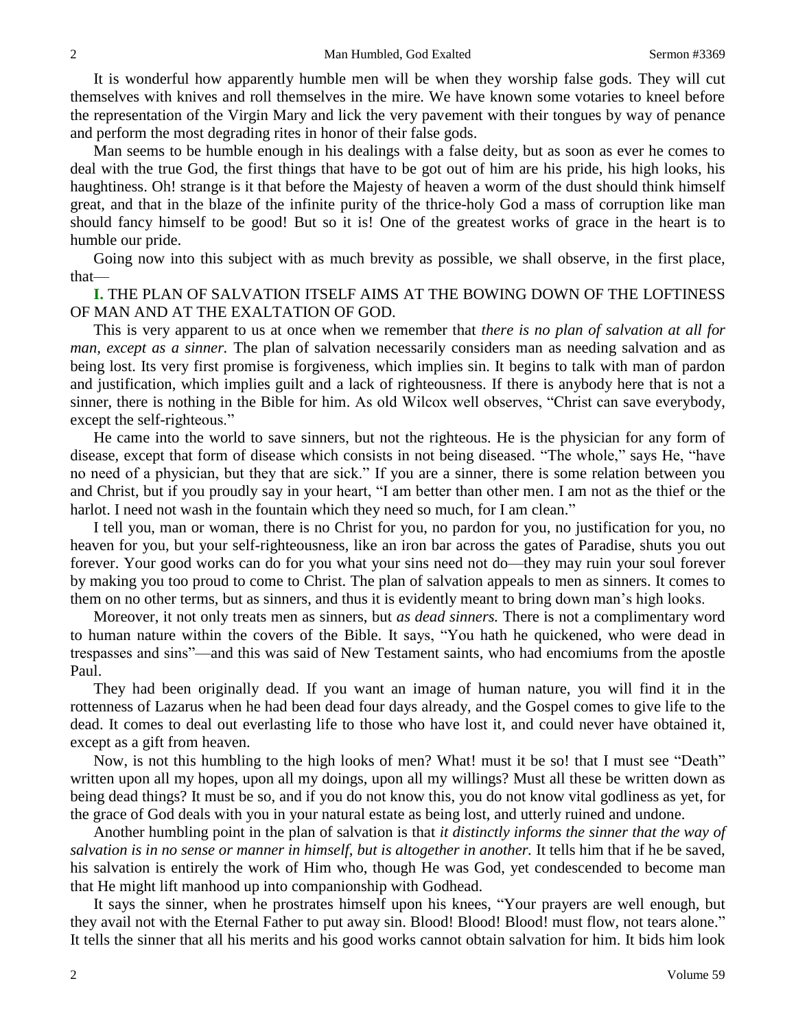It is wonderful how apparently humble men will be when they worship false gods. They will cut themselves with knives and roll themselves in the mire. We have known some votaries to kneel before the representation of the Virgin Mary and lick the very pavement with their tongues by way of penance and perform the most degrading rites in honor of their false gods.

Man seems to be humble enough in his dealings with a false deity, but as soon as ever he comes to deal with the true God, the first things that have to be got out of him are his pride, his high looks, his haughtiness. Oh! strange is it that before the Majesty of heaven a worm of the dust should think himself great, and that in the blaze of the infinite purity of the thrice-holy God a mass of corruption like man should fancy himself to be good! But so it is! One of the greatest works of grace in the heart is to humble our pride.

Going now into this subject with as much brevity as possible, we shall observe, in the first place, that—

**I.** THE PLAN OF SALVATION ITSELF AIMS AT THE BOWING DOWN OF THE LOFTINESS OF MAN AND AT THE EXALTATION OF GOD.

This is very apparent to us at once when we remember that *there is no plan of salvation at all for man, except as a sinner.* The plan of salvation necessarily considers man as needing salvation and as being lost. Its very first promise is forgiveness, which implies sin. It begins to talk with man of pardon and justification, which implies guilt and a lack of righteousness. If there is anybody here that is not a sinner, there is nothing in the Bible for him. As old Wilcox well observes, "Christ can save everybody, except the self-righteous."

He came into the world to save sinners, but not the righteous. He is the physician for any form of disease, except that form of disease which consists in not being diseased. "The whole," says He, "have no need of a physician, but they that are sick." If you are a sinner, there is some relation between you and Christ, but if you proudly say in your heart, "I am better than other men. I am not as the thief or the harlot. I need not wash in the fountain which they need so much, for I am clean."

I tell you, man or woman, there is no Christ for you, no pardon for you, no justification for you, no heaven for you, but your self-righteousness, like an iron bar across the gates of Paradise, shuts you out forever. Your good works can do for you what your sins need not do—they may ruin your soul forever by making you too proud to come to Christ. The plan of salvation appeals to men as sinners. It comes to them on no other terms, but as sinners, and thus it is evidently meant to bring down man's high looks.

Moreover, it not only treats men as sinners, but *as dead sinners.* There is not a complimentary word to human nature within the covers of the Bible. It says, "You hath he quickened, who were dead in trespasses and sins"—and this was said of New Testament saints, who had encomiums from the apostle Paul.

They had been originally dead. If you want an image of human nature, you will find it in the rottenness of Lazarus when he had been dead four days already, and the Gospel comes to give life to the dead. It comes to deal out everlasting life to those who have lost it, and could never have obtained it, except as a gift from heaven.

Now, is not this humbling to the high looks of men? What! must it be so! that I must see "Death" written upon all my hopes, upon all my doings, upon all my willings? Must all these be written down as being dead things? It must be so, and if you do not know this, you do not know vital godliness as yet, for the grace of God deals with you in your natural estate as being lost, and utterly ruined and undone.

Another humbling point in the plan of salvation is that *it distinctly informs the sinner that the way of salvation is in no sense or manner in himself, but is altogether in another.* It tells him that if he be saved, his salvation is entirely the work of Him who, though He was God, yet condescended to become man that He might lift manhood up into companionship with Godhead.

It says the sinner, when he prostrates himself upon his knees, "Your prayers are well enough, but they avail not with the Eternal Father to put away sin. Blood! Blood! Blood! must flow, not tears alone." It tells the sinner that all his merits and his good works cannot obtain salvation for him. It bids him look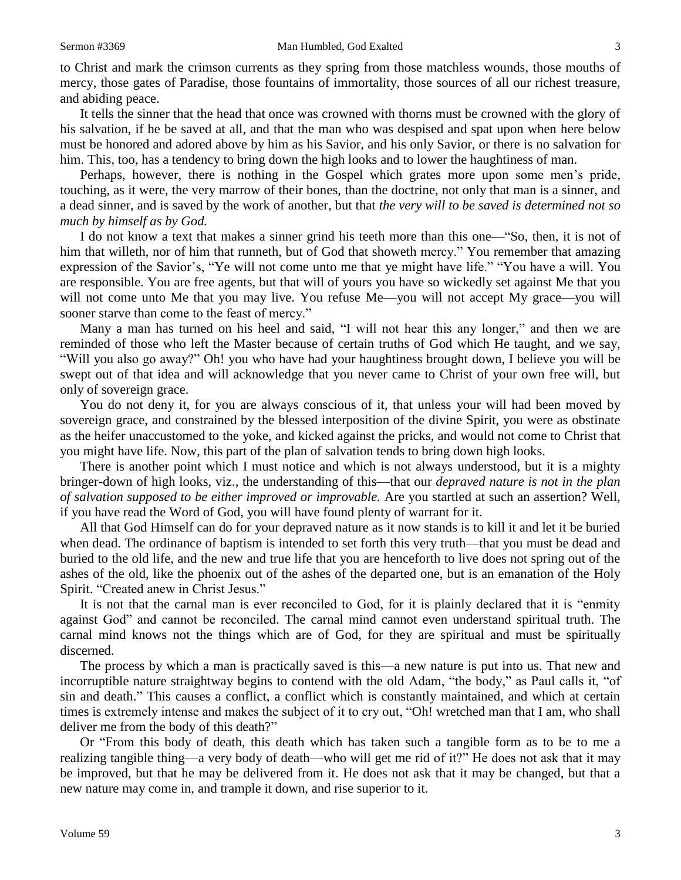to Christ and mark the crimson currents as they spring from those matchless wounds, those mouths of mercy, those gates of Paradise, those fountains of immortality, those sources of all our richest treasure, and abiding peace.

It tells the sinner that the head that once was crowned with thorns must be crowned with the glory of his salvation, if he be saved at all, and that the man who was despised and spat upon when here below must be honored and adored above by him as his Savior, and his only Savior, or there is no salvation for him. This, too, has a tendency to bring down the high looks and to lower the haughtiness of man.

Perhaps, however, there is nothing in the Gospel which grates more upon some men's pride, touching, as it were, the very marrow of their bones, than the doctrine, not only that man is a sinner, and a dead sinner, and is saved by the work of another, but that *the very will to be saved is determined not so much by himself as by God.*

I do not know a text that makes a sinner grind his teeth more than this one—"So, then, it is not of him that willeth, nor of him that runneth, but of God that showeth mercy." You remember that amazing expression of the Savior's, "Ye will not come unto me that ye might have life." "You have a will. You are responsible. You are free agents, but that will of yours you have so wickedly set against Me that you will not come unto Me that you may live. You refuse Me—you will not accept My grace—you will sooner starve than come to the feast of mercy."

Many a man has turned on his heel and said, "I will not hear this any longer," and then we are reminded of those who left the Master because of certain truths of God which He taught, and we say, "Will you also go away?" Oh! you who have had your haughtiness brought down, I believe you will be swept out of that idea and will acknowledge that you never came to Christ of your own free will, but only of sovereign grace.

You do not deny it, for you are always conscious of it, that unless your will had been moved by sovereign grace, and constrained by the blessed interposition of the divine Spirit, you were as obstinate as the heifer unaccustomed to the yoke, and kicked against the pricks, and would not come to Christ that you might have life. Now, this part of the plan of salvation tends to bring down high looks.

There is another point which I must notice and which is not always understood, but it is a mighty bringer-down of high looks, viz., the understanding of this—that our *depraved nature is not in the plan of salvation supposed to be either improved or improvable.* Are you startled at such an assertion? Well, if you have read the Word of God, you will have found plenty of warrant for it.

All that God Himself can do for your depraved nature as it now stands is to kill it and let it be buried when dead. The ordinance of baptism is intended to set forth this very truth—that you must be dead and buried to the old life, and the new and true life that you are henceforth to live does not spring out of the ashes of the old, like the phoenix out of the ashes of the departed one, but is an emanation of the Holy Spirit. "Created anew in Christ Jesus."

It is not that the carnal man is ever reconciled to God, for it is plainly declared that it is "enmity against God" and cannot be reconciled. The carnal mind cannot even understand spiritual truth. The carnal mind knows not the things which are of God, for they are spiritual and must be spiritually discerned.

The process by which a man is practically saved is this—a new nature is put into us. That new and incorruptible nature straightway begins to contend with the old Adam, "the body," as Paul calls it, "of sin and death." This causes a conflict, a conflict which is constantly maintained, and which at certain times is extremely intense and makes the subject of it to cry out, "Oh! wretched man that I am, who shall deliver me from the body of this death?"

Or "From this body of death, this death which has taken such a tangible form as to be to me a realizing tangible thing—a very body of death—who will get me rid of it?" He does not ask that it may be improved, but that he may be delivered from it. He does not ask that it may be changed, but that a new nature may come in, and trample it down, and rise superior to it.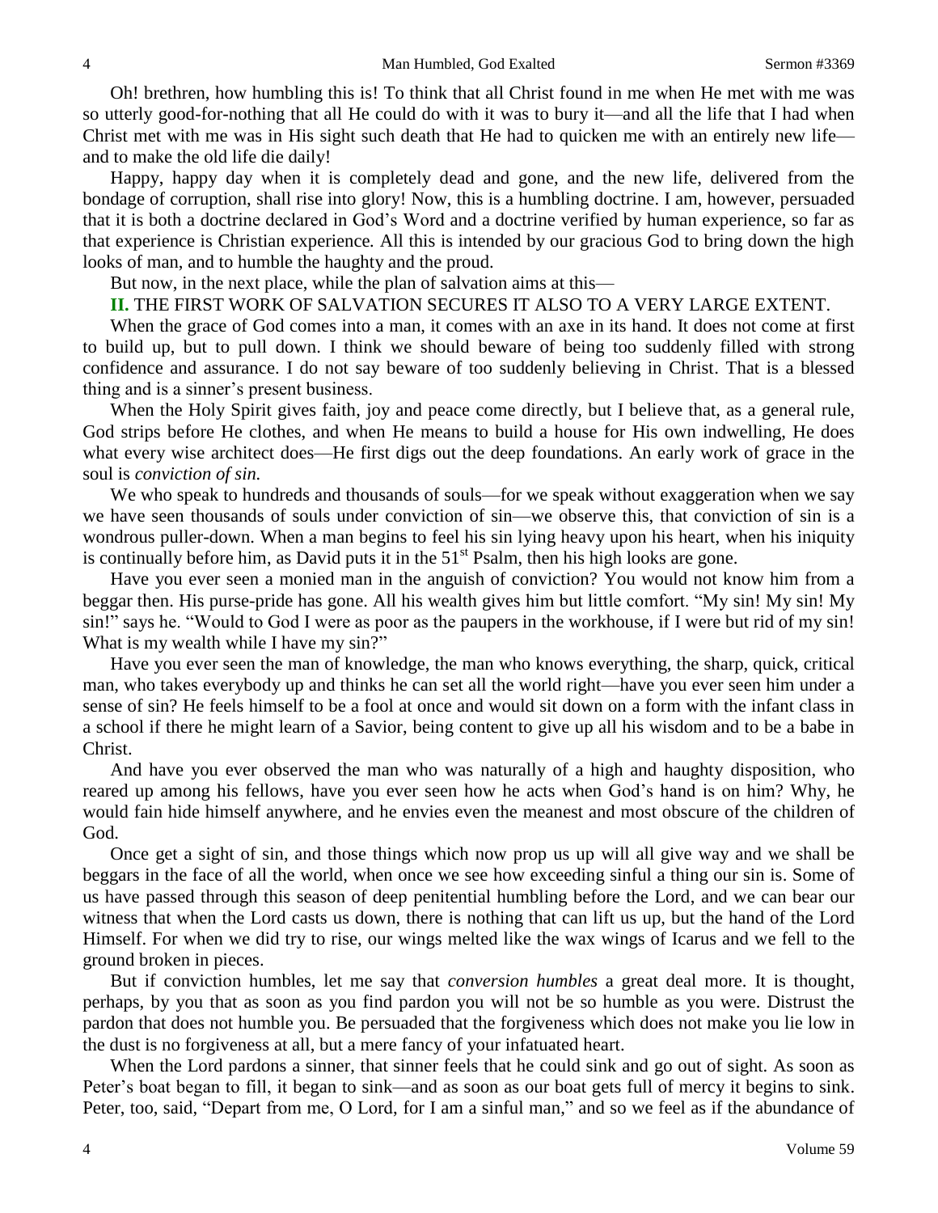Oh! brethren, how humbling this is! To think that all Christ found in me when He met with me was so utterly good-for-nothing that all He could do with it was to bury it—and all the life that I had when Christ met with me was in His sight such death that He had to quicken me with an entirely new life—and to make the old life die daily!

Happy, happy day when it is completely dead and gone, and the new life, delivered from the bondage of corruption, shall rise into glory! Now, this is a humbling doctrine. I am, however, persuaded that it is both a doctrine declared in God's Word and a doctrine verified by human experience, so far as that experience is Christian experience. All this is intended by our gracious God to bring down the high looks of man, and to humble the haughty and the proud.

But now, in the next place, while the plan of salvation aims at this—

**II.** THE FIRST WORK OF SALVATION SECURES IT ALSO TO A VERY LARGE EXTENT.

When the grace of God comes into a man, it comes with an axe in its hand. It does not come at first to build up, but to pull down. I think we should beware of being too suddenly filled with strong confidence and assurance. I do not say beware of too suddenly believing in Christ. That is a blessed thing and is a sinner's present business.

When the Holy Spirit gives faith, joy and peace come directly, but I believe that, as a general rule, God strips before He clothes, and when He means to build a house for His own indwelling, He does what every wise architect does—He first digs out the deep foundations. An early work of grace in the soul is *conviction of sin.*

We who speak to hundreds and thousands of souls—for we speak without exaggeration when we say we have seen thousands of souls under conviction of sin—we observe this, that conviction of sin is a wondrous puller-down. When a man begins to feel his sin lying heavy upon his heart, when his iniquity is continually before him, as David puts it in the 51st Psalm, then his high looks are gone.

Have you ever seen a monied man in the anguish of conviction? You would not know him from a beggar then. His purse-pride has gone. All his wealth gives him but little comfort. "My sin! My sin! My sin!" says he. "Would to God I were as poor as the paupers in the workhouse, if I were but rid of my sin! What is my wealth while I have my sin?"

Have you ever seen the man of knowledge, the man who knows everything, the sharp, quick, critical man, who takes everybody up and thinks he can set all the world right—have you ever seen him under a sense of sin? He feels himself to be a fool at once and would sit down on a form with the infant class in a school if there he might learn of a Savior, being content to give up all his wisdom and to be a babe in Christ.

And have you ever observed the man who was naturally of a high and haughty disposition, who reared up among his fellows, have you ever seen how he acts when God's hand is on him? Why, he would fain hide himself anywhere, and he envies even the meanest and most obscure of the children of God.

Once get a sight of sin, and those things which now prop us up will all give way and we shall be beggars in the face of all the world, when once we see how exceeding sinful a thing our sin is. Some of us have passed through this season of deep penitential humbling before the Lord, and we can bear our witness that when the Lord casts us down, there is nothing that can lift us up, but the hand of the Lord Himself. For when we did try to rise, our wings melted like the wax wings of Icarus and we fell to the ground broken in pieces.

But if conviction humbles, let me say that *conversion humbles* a great deal more. It is thought, perhaps, by you that as soon as you find pardon you will not be so humble as you were. Distrust the pardon that does not humble you. Be persuaded that the forgiveness which does not make you lie low in the dust is no forgiveness at all, but a mere fancy of your infatuated heart.

When the Lord pardons a sinner, that sinner feels that he could sink and go out of sight. As soon as Peter's boat began to fill, it began to sink—and as soon as our boat gets full of mercy it begins to sink. Peter, too, said, "Depart from me, O Lord, for I am a sinful man," and so we feel as if the abundance of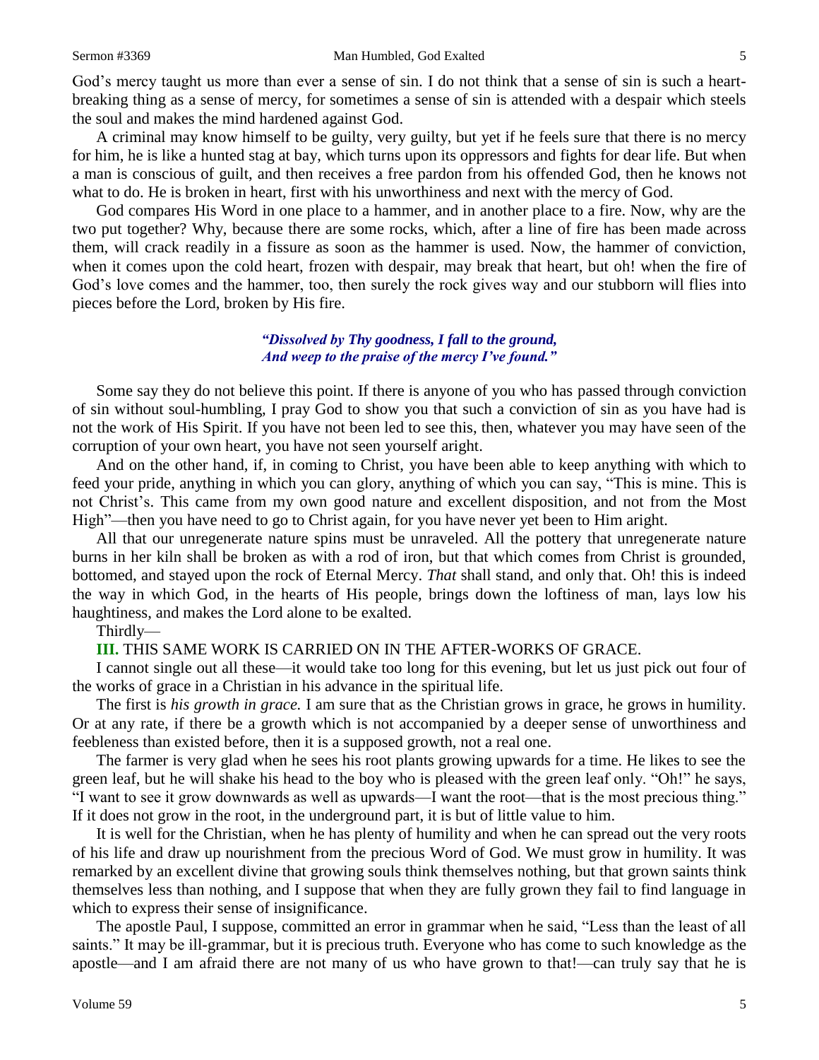God's mercy taught us more than ever a sense of sin. I do not think that a sense of sin is such a heart-breaking thing as a sense of mercy, for sometimes a sense of sin is attended with a despair which steels the soul and makes the mind hardened against God.

A criminal may know himself to be guilty, very guilty, but yet if he feels sure that there is no mercy for him, he is like a hunted stag at bay, which turns upon its oppressors and fights for dear life. But when a man is conscious of guilt, and then receives a free pardon from his offended God, then he knows not what to do. He is broken in heart, first with his unworthiness and next with the mercy of God.

God compares His Word in one place to a hammer, and in another place to a fire. Now, why are the two put together? Why, because there are some rocks, which, after a line of fire has been made across them, will crack readily in a fissure as soon as the hammer is used. Now, the hammer of conviction, when it comes upon the cold heart, frozen with despair, may break that heart, but oh! when the fire of God's love comes and the hammer, too, then surely the rock gives way and our stubborn will flies into pieces before the Lord, broken by His fire.

> *"Dissolved by Thy goodness, I fall to the ground,*
> *And weep to the praise of the mercy I've found."*

Some say they do not believe this point. If there is anyone of you who has passed through conviction of sin without soul-humbling, I pray God to show you that such a conviction of sin as you have had is not the work of His Spirit. If you have not been led to see this, then, whatever you may have seen of the corruption of your own heart, you have not seen yourself aright.

And on the other hand, if, in coming to Christ, you have been able to keep anything with which to feed your pride, anything in which you can glory, anything of which you can say, "This is mine. This is not Christ's. This came from my own good nature and excellent disposition, and not from the Most High"—then you have need to go to Christ again, for you have never yet been to Him aright.

All that our unregenerate nature spins must be unraveled. All the pottery that unregenerate nature burns in her kiln shall be broken as with a rod of iron, but that which comes from Christ is grounded, bottomed, and stayed upon the rock of Eternal Mercy. *That* shall stand, and only that. Oh! this is indeed the way in which God, in the hearts of His people, brings down the loftiness of man, lays low his haughtiness, and makes the Lord alone to be exalted.

Thirdly—

**III.** THIS SAME WORK IS CARRIED ON IN THE AFTER-WORKS OF GRACE.

I cannot single out all these—it would take too long for this evening, but let us just pick out four of the works of grace in a Christian in his advance in the spiritual life.

The first is *his growth in grace.* I am sure that as the Christian grows in grace, he grows in humility. Or at any rate, if there be a growth which is not accompanied by a deeper sense of unworthiness and feebleness than existed before, then it is a supposed growth, not a real one.

The farmer is very glad when he sees his root plants growing upwards for a time. He likes to see the green leaf, but he will shake his head to the boy who is pleased with the green leaf only. "Oh!" he says, "I want to see it grow downwards as well as upwards—I want the root—that is the most precious thing." If it does not grow in the root, in the underground part, it is but of little value to him.

It is well for the Christian, when he has plenty of humility and when he can spread out the very roots of his life and draw up nourishment from the precious Word of God. We must grow in humility. It was remarked by an excellent divine that growing souls think themselves nothing, but that grown saints think themselves less than nothing, and I suppose that when they are fully grown they fail to find language in which to express their sense of insignificance.

The apostle Paul, I suppose, committed an error in grammar when he said, "Less than the least of all saints." It may be ill-grammar, but it is precious truth. Everyone who has come to such knowledge as the apostle—and I am afraid there are not many of us who have grown to that!—can truly say that he is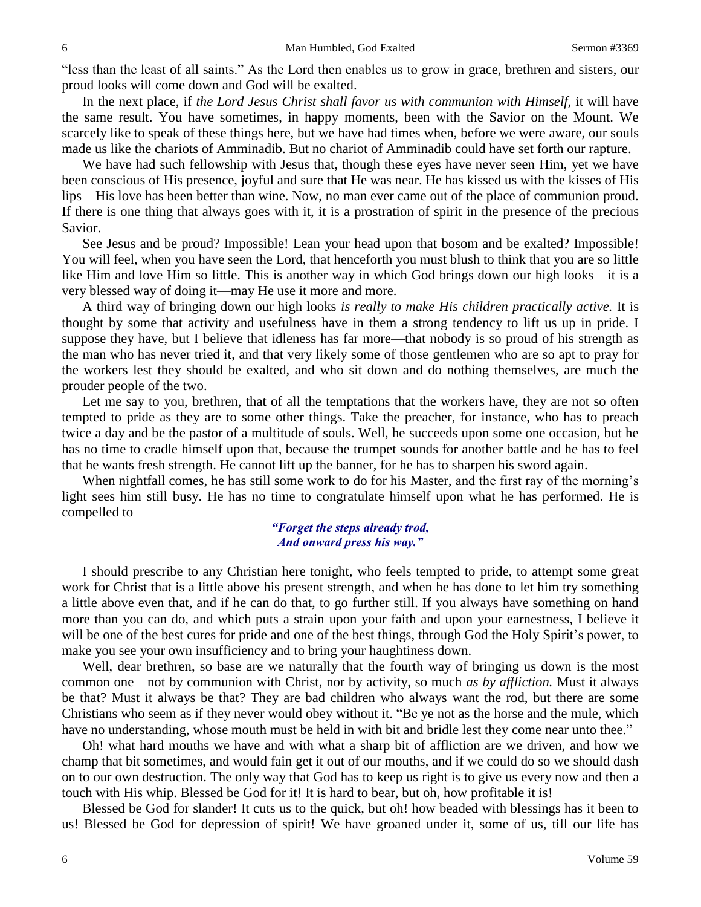"less than the least of all saints." As the Lord then enables us to grow in grace, brethren and sisters, our proud looks will come down and God will be exalted.

In the next place, if *the Lord Jesus Christ shall favor us with communion with Himself,* it will have the same result. You have sometimes, in happy moments, been with the Savior on the Mount. We scarcely like to speak of these things here, but we have had times when, before we were aware, our souls made us like the chariots of Amminadib. But no chariot of Amminadib could have set forth our rapture.

We have had such fellowship with Jesus that, though these eyes have never seen Him, yet we have been conscious of His presence, joyful and sure that He was near. He has kissed us with the kisses of His lips—His love has been better than wine. Now, no man ever came out of the place of communion proud. If there is one thing that always goes with it, it is a prostration of spirit in the presence of the precious Savior.

See Jesus and be proud? Impossible! Lean your head upon that bosom and be exalted? Impossible! You will feel, when you have seen the Lord, that henceforth you must blush to think that you are so little like Him and love Him so little. This is another way in which God brings down our high looks—it is a very blessed way of doing it—may He use it more and more.

A third way of bringing down our high looks *is really to make His children practically active.* It is thought by some that activity and usefulness have in them a strong tendency to lift us up in pride. I suppose they have, but I believe that idleness has far more—that nobody is so proud of his strength as the man who has never tried it, and that very likely some of those gentlemen who are so apt to pray for the workers lest they should be exalted, and who sit down and do nothing themselves, are much the prouder people of the two.

Let me say to you, brethren, that of all the temptations that the workers have, they are not so often tempted to pride as they are to some other things. Take the preacher, for instance, who has to preach twice a day and be the pastor of a multitude of souls. Well, he succeeds upon some one occasion, but he has no time to cradle himself upon that, because the trumpet sounds for another battle and he has to feel that he wants fresh strength. He cannot lift up the banner, for he has to sharpen his sword again.

When nightfall comes, he has still some work to do for his Master, and the first ray of the morning's light sees him still busy. He has no time to congratulate himself upon what he has performed. He is compelled to—

*"Forget the steps already trod,*
*And onward press his way."*

I should prescribe to any Christian here tonight, who feels tempted to pride, to attempt some great work for Christ that is a little above his present strength, and when he has done to let him try something a little above even that, and if he can do that, to go further still. If you always have something on hand more than you can do, and which puts a strain upon your faith and upon your earnestness, I believe it will be one of the best cures for pride and one of the best things, through God the Holy Spirit's power, to make you see your own insufficiency and to bring your haughtiness down.

Well, dear brethren, so base are we naturally that the fourth way of bringing us down is the most common one—not by communion with Christ, nor by activity, so much *as by affliction.* Must it always be that? Must it always be that? They are bad children who always want the rod, but there are some Christians who seem as if they never would obey without it. "Be ye not as the horse and the mule, which have no understanding, whose mouth must be held in with bit and bridle lest they come near unto thee."

Oh! what hard mouths we have and with what a sharp bit of affliction are we driven, and how we champ that bit sometimes, and would fain get it out of our mouths, and if we could do so we should dash on to our own destruction. The only way that God has to keep us right is to give us every now and then a touch with His whip. Blessed be God for it! It is hard to bear, but oh, how profitable it is!

Blessed be God for slander! It cuts us to the quick, but oh! how beaded with blessings has it been to us! Blessed be God for depression of spirit! We have groaned under it, some of us, till our life has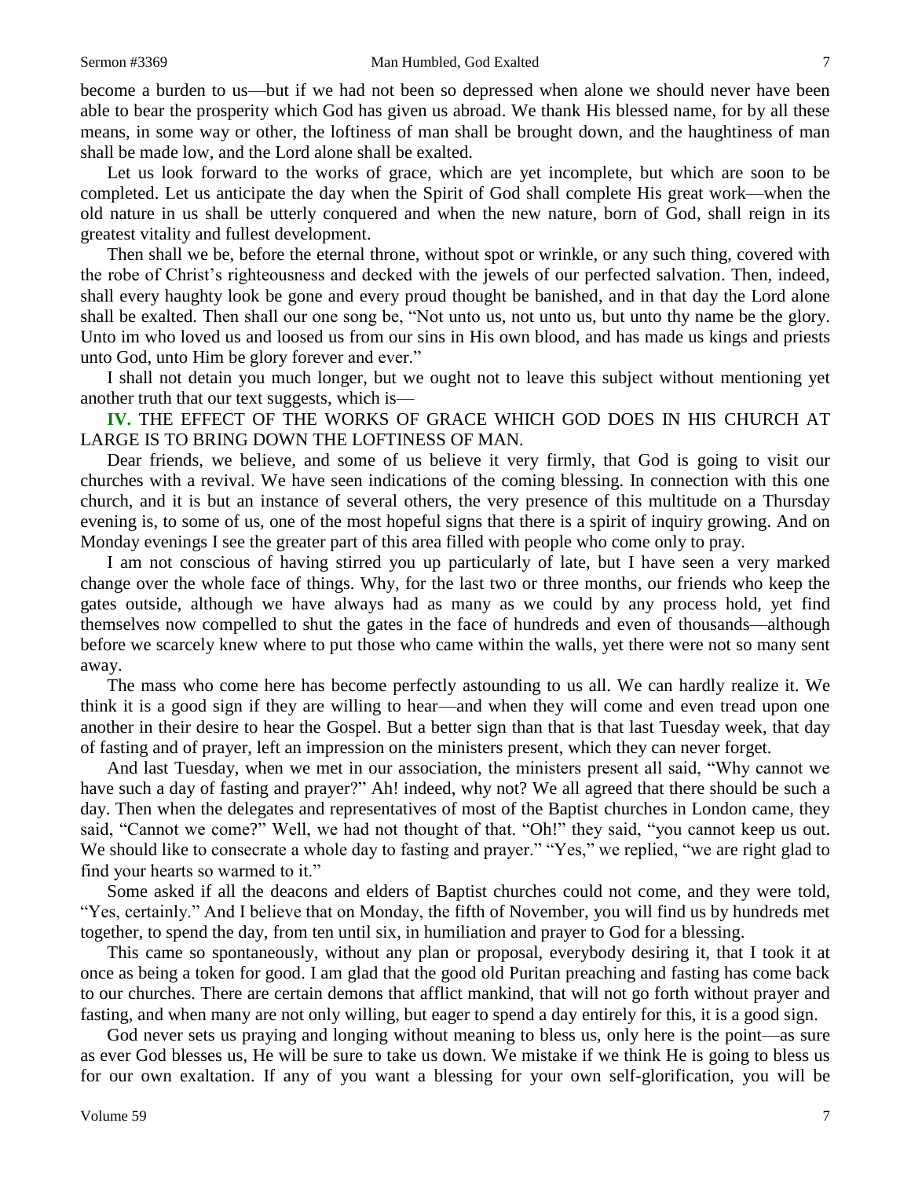become a burden to us—but if we had not been so depressed when alone we should never have been able to bear the prosperity which God has given us abroad. We thank His blessed name, for by all these means, in some way or other, the loftiness of man shall be brought down, and the haughtiness of man shall be made low, and the Lord alone shall be exalted.

Let us look forward to the works of grace, which are yet incomplete, but which are soon to be completed. Let us anticipate the day when the Spirit of God shall complete His great work—when the old nature in us shall be utterly conquered and when the new nature, born of God, shall reign in its greatest vitality and fullest development.

Then shall we be, before the eternal throne, without spot or wrinkle, or any such thing, covered with the robe of Christ's righteousness and decked with the jewels of our perfected salvation. Then, indeed, shall every haughty look be gone and every proud thought be banished, and in that day the Lord alone shall be exalted. Then shall our one song be, "Not unto us, not unto us, but unto thy name be the glory. Unto im who loved us and loosed us from our sins in His own blood, and has made us kings and priests unto God, unto Him be glory forever and ever."

I shall not detain you much longer, but we ought not to leave this subject without mentioning yet another truth that our text suggests, which is—

**IV.** THE EFFECT OF THE WORKS OF GRACE WHICH GOD DOES IN HIS CHURCH AT LARGE IS TO BRING DOWN THE LOFTINESS OF MAN.

Dear friends, we believe, and some of us believe it very firmly, that God is going to visit our churches with a revival. We have seen indications of the coming blessing. In connection with this one church, and it is but an instance of several others, the very presence of this multitude on a Thursday evening is, to some of us, one of the most hopeful signs that there is a spirit of inquiry growing. And on Monday evenings I see the greater part of this area filled with people who come only to pray.

I am not conscious of having stirred you up particularly of late, but I have seen a very marked change over the whole face of things. Why, for the last two or three months, our friends who keep the gates outside, although we have always had as many as we could by any process hold, yet find themselves now compelled to shut the gates in the face of hundreds and even of thousands—although before we scarcely knew where to put those who came within the walls, yet there were not so many sent away.

The mass who come here has become perfectly astounding to us all. We can hardly realize it. We think it is a good sign if they are willing to hear—and when they will come and even tread upon one another in their desire to hear the Gospel. But a better sign than that is that last Tuesday week, that day of fasting and of prayer, left an impression on the ministers present, which they can never forget.

And last Tuesday, when we met in our association, the ministers present all said, "Why cannot we have such a day of fasting and prayer?" Ah! indeed, why not? We all agreed that there should be such a day. Then when the delegates and representatives of most of the Baptist churches in London came, they said, "Cannot we come?" Well, we had not thought of that. "Oh!" they said, "you cannot keep us out. We should like to consecrate a whole day to fasting and prayer." "Yes," we replied, "we are right glad to find your hearts so warmed to it."

Some asked if all the deacons and elders of Baptist churches could not come, and they were told, "Yes, certainly." And I believe that on Monday, the fifth of November, you will find us by hundreds met together, to spend the day, from ten until six, in humiliation and prayer to God for a blessing.

This came so spontaneously, without any plan or proposal, everybody desiring it, that I took it at once as being a token for good. I am glad that the good old Puritan preaching and fasting has come back to our churches. There are certain demons that afflict mankind, that will not go forth without prayer and fasting, and when many are not only willing, but eager to spend a day entirely for this, it is a good sign.

God never sets us praying and longing without meaning to bless us, only here is the point—as sure as ever God blesses us, He will be sure to take us down. We mistake if we think He is going to bless us for our own exaltation. If any of you want a blessing for your own self-glorification, you will be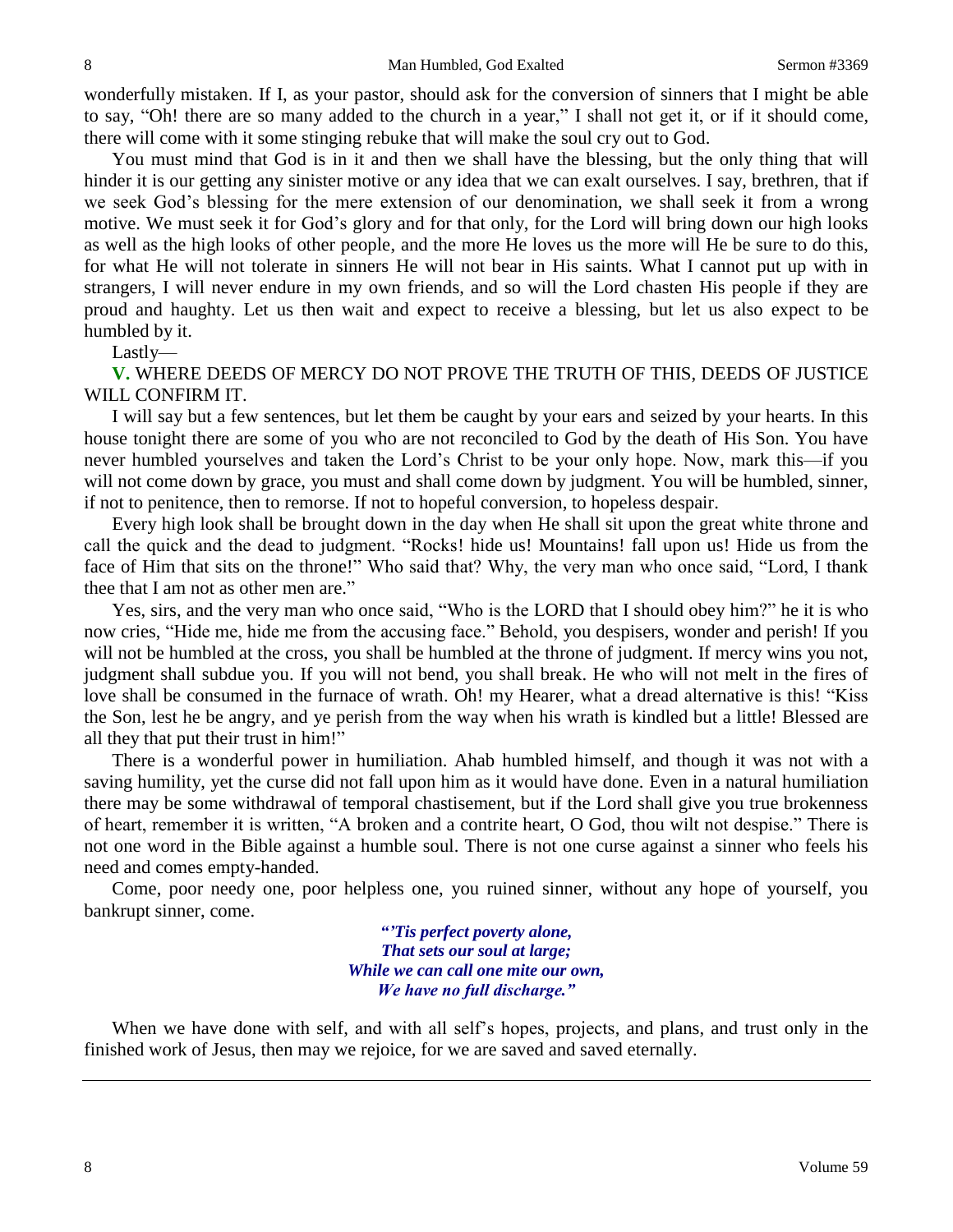wonderfully mistaken. If I, as your pastor, should ask for the conversion of sinners that I might be able to say, "Oh! there are so many added to the church in a year," I shall not get it, or if it should come, there will come with it some stinging rebuke that will make the soul cry out to God.

You must mind that God is in it and then we shall have the blessing, but the only thing that will hinder it is our getting any sinister motive or any idea that we can exalt ourselves. I say, brethren, that if we seek God's blessing for the mere extension of our denomination, we shall seek it from a wrong motive. We must seek it for God's glory and for that only, for the Lord will bring down our high looks as well as the high looks of other people, and the more He loves us the more will He be sure to do this, for what He will not tolerate in sinners He will not bear in His saints. What I cannot put up with in strangers, I will never endure in my own friends, and so will the Lord chasten His people if they are proud and haughty. Let us then wait and expect to receive a blessing, but let us also expect to be humbled by it.

Lastly—

**V.** WHERE DEEDS OF MERCY DO NOT PROVE THE TRUTH OF THIS, DEEDS OF JUSTICE WILL CONFIRM IT.

I will say but a few sentences, but let them be caught by your ears and seized by your hearts. In this house tonight there are some of you who are not reconciled to God by the death of His Son. You have never humbled yourselves and taken the Lord's Christ to be your only hope. Now, mark this—if you will not come down by grace, you must and shall come down by judgment. You will be humbled, sinner, if not to penitence, then to remorse. If not to hopeful conversion, to hopeless despair.

Every high look shall be brought down in the day when He shall sit upon the great white throne and call the quick and the dead to judgment. "Rocks! hide us! Mountains! fall upon us! Hide us from the face of Him that sits on the throne!" Who said that? Why, the very man who once said, "Lord, I thank thee that I am not as other men are."

Yes, sirs, and the very man who once said, "Who is the LORD that I should obey him?" he it is who now cries, "Hide me, hide me from the accusing face." Behold, you despisers, wonder and perish! If you will not be humbled at the cross, you shall be humbled at the throne of judgment. If mercy wins you not, judgment shall subdue you. If you will not bend, you shall break. He who will not melt in the fires of love shall be consumed in the furnace of wrath. Oh! my Hearer, what a dread alternative is this! "Kiss the Son, lest he be angry, and ye perish from the way when his wrath is kindled but a little! Blessed are all they that put their trust in him!"

There is a wonderful power in humiliation. Ahab humbled himself, and though it was not with a saving humility, yet the curse did not fall upon him as it would have done. Even in a natural humiliation there may be some withdrawal of temporal chastisement, but if the Lord shall give you true brokenness of heart, remember it is written, "A broken and a contrite heart, O God, thou wilt not despise." There is not one word in the Bible against a humble soul. There is not one curse against a sinner who feels his need and comes empty-handed.

Come, poor needy one, poor helpless one, you ruined sinner, without any hope of yourself, you bankrupt sinner, come.

> ***"'Tis perfect poverty alone,***
> ***That sets our soul at large;***
> ***While we can call one mite our own,***
> ***We have no full discharge."***

When we have done with self, and with all self's hopes, projects, and plans, and trust only in the finished work of Jesus, then may we rejoice, for we are saved and saved eternally.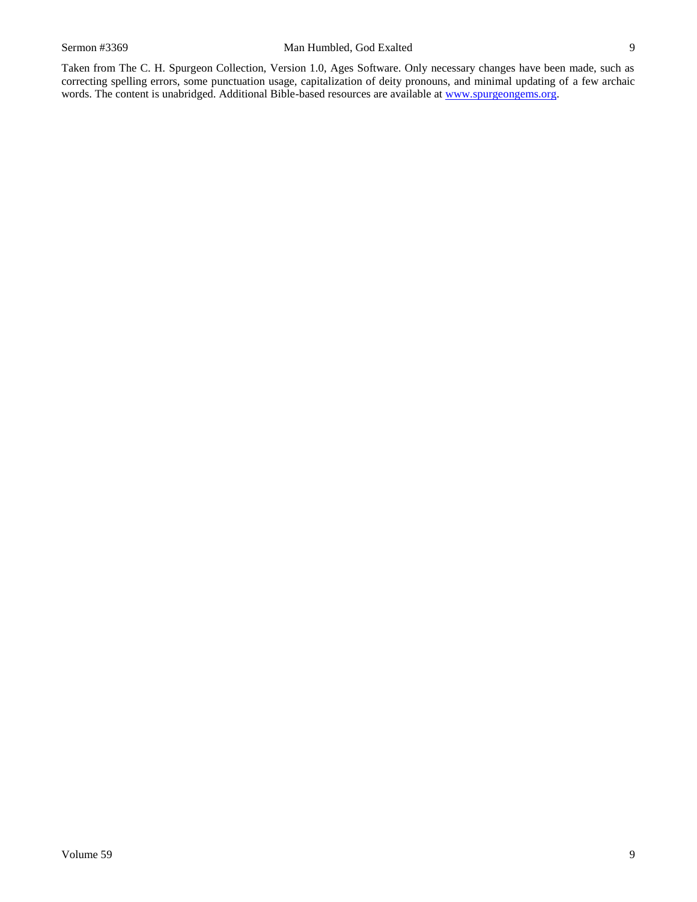Taken from The C. H. Spurgeon Collection, Version 1.0, Ages Software. Only necessary changes have been made, such as correcting spelling errors, some punctuation usage, capitalization of deity pronouns, and minimal updating of a few archaic words. The content is unabridged. Additional Bible-based resources are available at www.spurgeongems.org.